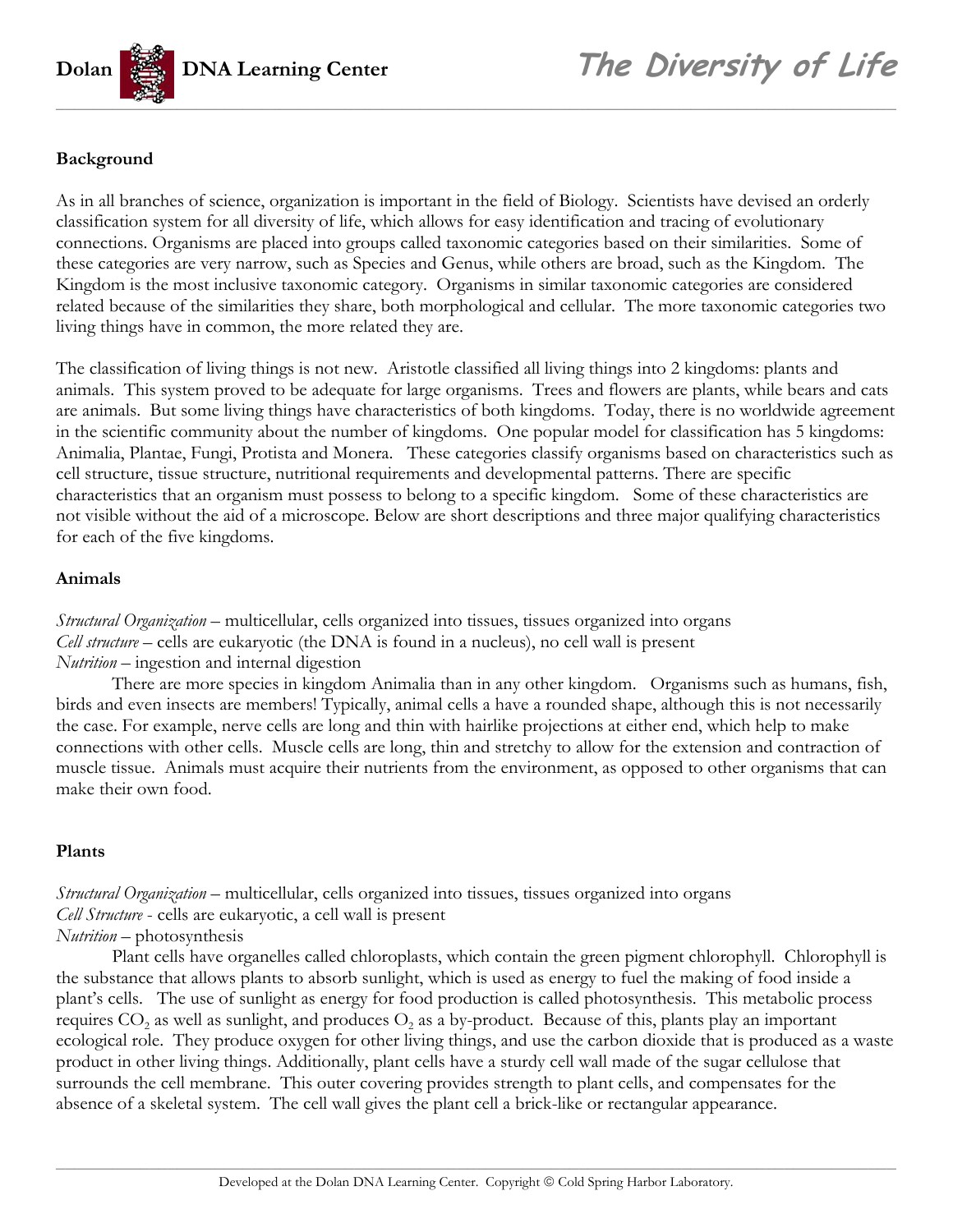## Background

As in all branches of science, organization is important in the field of Biology. Scientists have devised an orderly classification system for all diversity of life, which allows for easy identification and tracing of evolutionary connections. Organisms are placed into groups called taxonomic categories based on their similarities. Some of these categories are very narrow, such as Species and Genus, while others are broad, such as the Kingdom. The Kingdom is the most inclusive taxonomic category. Organisms in similar taxonomic categories are considered related because of the similarities they share, both morphological and cellular. The more taxonomic categories two living things have in common, the more related they are.

The classification of living things is not new. Aristotle classified all living things into 2 kingdoms: plants and animals. This system proved to be adequate for large organisms. Trees and flowers are plants, while bears and cats are animals. But some living things have characteristics of both kingdoms. Today, there is no worldwide agreement in the scientific community about the number of kingdoms. One popular model for classification has 5 kingdoms: Animalia, Plantae, Fungi, Protista and Monera. These categories classify organisms based on characteristics such as cell structure, tissue structure, nutritional requirements and developmental patterns. There are specific characteristics that an organism must possess to belong to a specific kingdom. Some of these characteristics are not visible without the aid of a microscope. Below are short descriptions and three major qualifying characteristics for each of the five kingdoms.

## Animals

*Structural Organization* – multicellular, cells organized into tissues, tissues organized into organs
*Cell structure* – cells are eukaryotic (the DNA is found in a nucleus), no cell wall is present
*Nutrition* – ingestion and internal digestion

There are more species in kingdom Animalia than in any other kingdom. Organisms such as humans, fish, birds and even insects are members! Typically, animal cells a have a rounded shape, although this is not necessarily the case. For example, nerve cells are long and thin with hairlike projections at either end, which help to make connections with other cells. Muscle cells are long, thin and stretchy to allow for the extension and contraction of muscle tissue. Animals must acquire their nutrients from the environment, as opposed to other organisms that can make their own food.

## Plants

*Structural Organization* – multicellular, cells organized into tissues, tissues organized into organs
*Cell Structure* - cells are eukaryotic, a cell wall is present
*Nutrition* – photosynthesis

Plant cells have organelles called chloroplasts, which contain the green pigment chlorophyll. Chlorophyll is the substance that allows plants to absorb sunlight, which is used as energy to fuel the making of food inside a plant's cells. The use of sunlight as energy for food production is called photosynthesis. This metabolic process requires $CO_2$ as well as sunlight, and produces $O_2$ as a by-product. Because of this, plants play an important ecological role. They produce oxygen for other living things, and use the carbon dioxide that is produced as a waste product in other living things. Additionally, plant cells have a sturdy cell wall made of the sugar cellulose that surrounds the cell membrane. This outer covering provides strength to plant cells, and compensates for the absence of a skeletal system. The cell wall gives the plant cell a brick-like or rectangular appearance.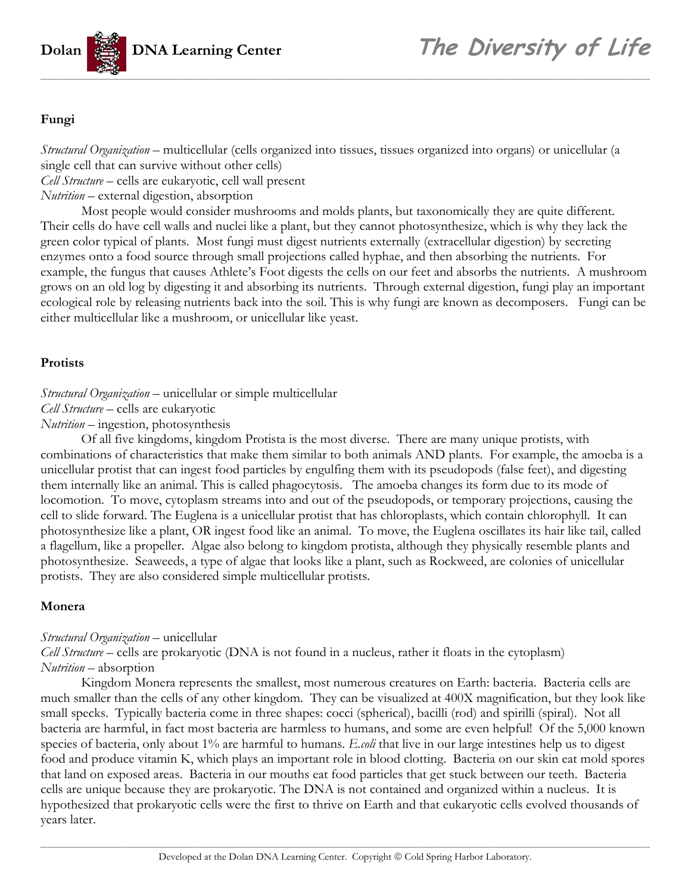### Fungi

*Structural Organization* – multicellular (cells organized into tissues, tissues organized into organs) or unicellular (a single cell that can survive without other cells)
*Cell Structure* – cells are eukaryotic, cell wall present
*Nutrition* – external digestion, absorption

Most people would consider mushrooms and molds plants, but taxonomically they are quite different. Their cells do have cell walls and nuclei like a plant, but they cannot photosynthesize, which is why they lack the green color typical of plants. Most fungi must digest nutrients externally (extracellular digestion) by secreting enzymes onto a food source through small projections called hyphae, and then absorbing the nutrients. For example, the fungus that causes Athlete's Foot digests the cells on our feet and absorbs the nutrients. A mushroom grows on an old log by digesting it and absorbing its nutrients. Through external digestion, fungi play an important ecological role by releasing nutrients back into the soil. This is why fungi are known as decomposers. Fungi can be either multicellular like a mushroom, or unicellular like yeast.

### Protists

*Structural Organization* – unicellular or simple multicellular
*Cell Structure* – cells are eukaryotic
*Nutrition* – ingestion, photosynthesis

Of all five kingdoms, kingdom Protista is the most diverse. There are many unique protists, with combinations of characteristics that make them similar to both animals AND plants. For example, the amoeba is a unicellular protist that can ingest food particles by engulfing them with its pseudopods (false feet), and digesting them internally like an animal. This is called phagocytosis. The amoeba changes its form due to its mode of locomotion. To move, cytoplasm streams into and out of the pseudopods, or temporary projections, causing the cell to slide forward. The Euglena is a unicellular protist that has chloroplasts, which contain chlorophyll. It can photosynthesize like a plant, OR ingest food like an animal. To move, the Euglena oscillates its hair like tail, called a flagellum, like a propeller. Algae also belong to kingdom protista, although they physically resemble plants and photosynthesize. Seaweeds, a type of algae that looks like a plant, such as Rockweed, are colonies of unicellular protists. They are also considered simple multicellular protists.

### Monera

*Structural Organization* – unicellular
*Cell Structure* – cells are prokaryotic (DNA is not found in a nucleus, rather it floats in the cytoplasm)
*Nutrition* – absorption

Kingdom Monera represents the smallest, most numerous creatures on Earth: bacteria. Bacteria cells are much smaller than the cells of any other kingdom. They can be visualized at 400X magnification, but they look like small specks. Typically bacteria come in three shapes: cocci (spherical), bacilli (rod) and spirilli (spiral). Not all bacteria are harmful, in fact most bacteria are harmless to humans, and some are even helpful! Of the 5,000 known species of bacteria, only about 1% are harmful to humans. *E.coli* that live in our large intestines help us to digest food and produce vitamin K, which plays an important role in blood clotting. Bacteria on our skin eat mold spores that land on exposed areas. Bacteria in our mouths eat food particles that get stuck between our teeth. Bacteria cells are unique because they are prokaryotic. The DNA is not contained and organized within a nucleus. It is hypothesized that prokaryotic cells were the first to thrive on Earth and that eukaryotic cells evolved thousands of years later.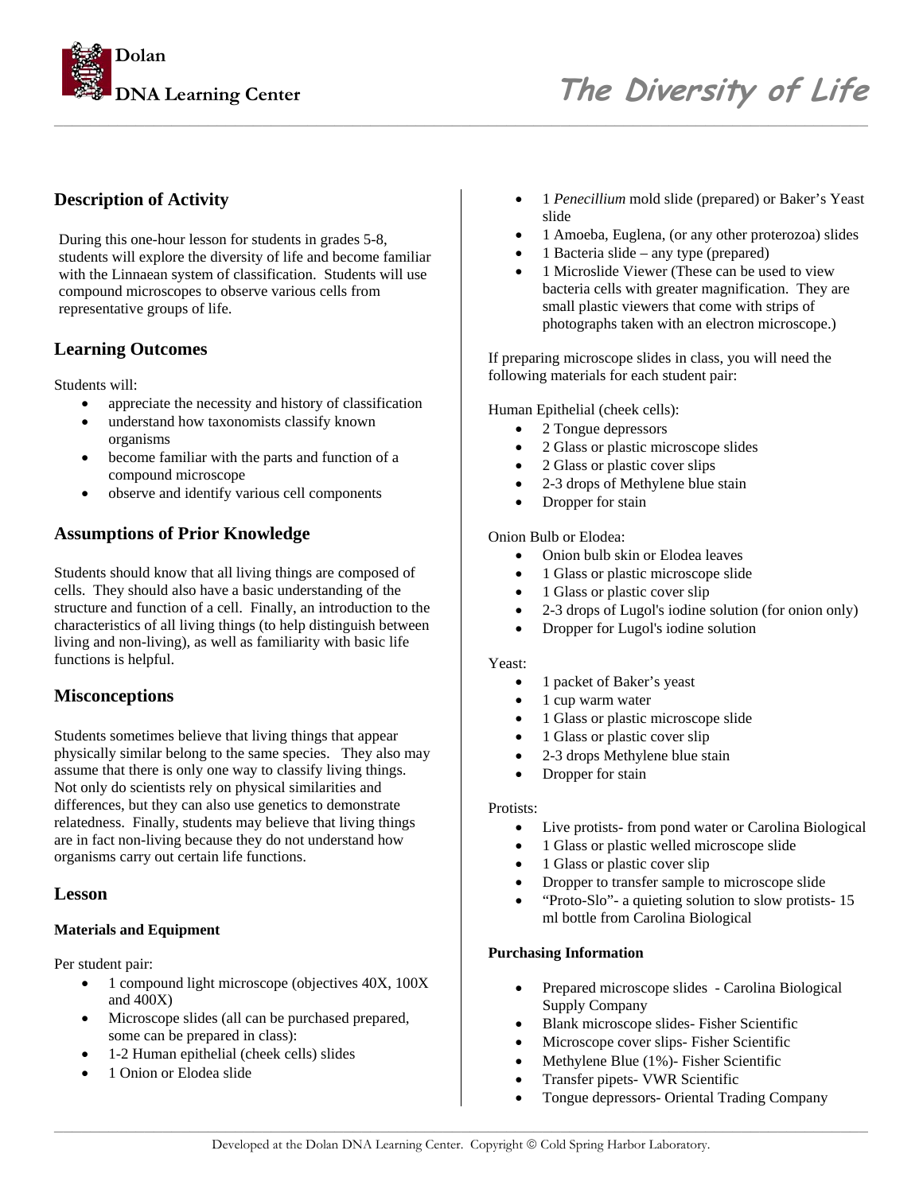## Description of Activity

During this one-hour lesson for students in grades 5-8, students will explore the diversity of life and become familiar with the Linnaean system of classification. Students will use compound microscopes to observe various cells from representative groups of life.

## Learning Outcomes

Students will:

- appreciate the necessity and history of classification
- understand how taxonomists classify known organisms
- become familiar with the parts and function of a compound microscope
- observe and identify various cell components

## Assumptions of Prior Knowledge

Students should know that all living things are composed of cells. They should also have a basic understanding of the structure and function of a cell. Finally, an introduction to the characteristics of all living things (to help distinguish between living and non-living), as well as familiarity with basic life functions is helpful.

## Misconceptions

Students sometimes believe that living things that appear physically similar belong to the same species. They also may assume that there is only one way to classify living things. Not only do scientists rely on physical similarities and differences, but they can also use genetics to demonstrate relatedness. Finally, students may believe that living things are in fact non-living because they do not understand how organisms carry out certain life functions.

## Lesson

### Materials and Equipment

Per student pair:

- 1 compound light microscope (objectives 40X, 100X and 400X)
- Microscope slides (all can be purchased prepared, some can be prepared in class):
- 1-2 Human epithelial (cheek cells) slides
- 1 Onion or Elodea slide
- 1 *Penecillium* mold slide (prepared) or Baker's Yeast slide
- 1 Amoeba, Euglena, (or any other proterozoa) slides
- 1 Bacteria slide – any type (prepared)
- 1 Microslide Viewer (These can be used to view bacteria cells with greater magnification. They are small plastic viewers that come with strips of photographs taken with an electron microscope.)

If preparing microscope slides in class, you will need the following materials for each student pair:

Human Epithelial (cheek cells):

- 2 Tongue depressors
- 2 Glass or plastic microscope slides
- 2 Glass or plastic cover slips
- 2-3 drops of Methylene blue stain
- Dropper for stain

Onion Bulb or Elodea:

- Onion bulb skin or Elodea leaves
- 1 Glass or plastic microscope slide
- 1 Glass or plastic cover slip
- 2-3 drops of Lugol's iodine solution (for onion only)
- Dropper for Lugol's iodine solution

Yeast:

- 1 packet of Baker's yeast
- 1 cup warm water
- 1 Glass or plastic microscope slide
- 1 Glass or plastic cover slip
- 2-3 drops Methylene blue stain
- Dropper for stain

Protists:

- Live protists- from pond water or Carolina Biological
- 1 Glass or plastic welled microscope slide
- 1 Glass or plastic cover slip
- Dropper to transfer sample to microscope slide
- "Proto-Slo"- a quieting solution to slow protists- 15 ml bottle from Carolina Biological

### Purchasing Information

- Prepared microscope slides - Carolina Biological Supply Company
- Blank microscope slides- Fisher Scientific
- Microscope cover slips- Fisher Scientific
- Methylene Blue (1%)- Fisher Scientific
- Transfer pipets- VWR Scientific
- Tongue depressors- Oriental Trading Company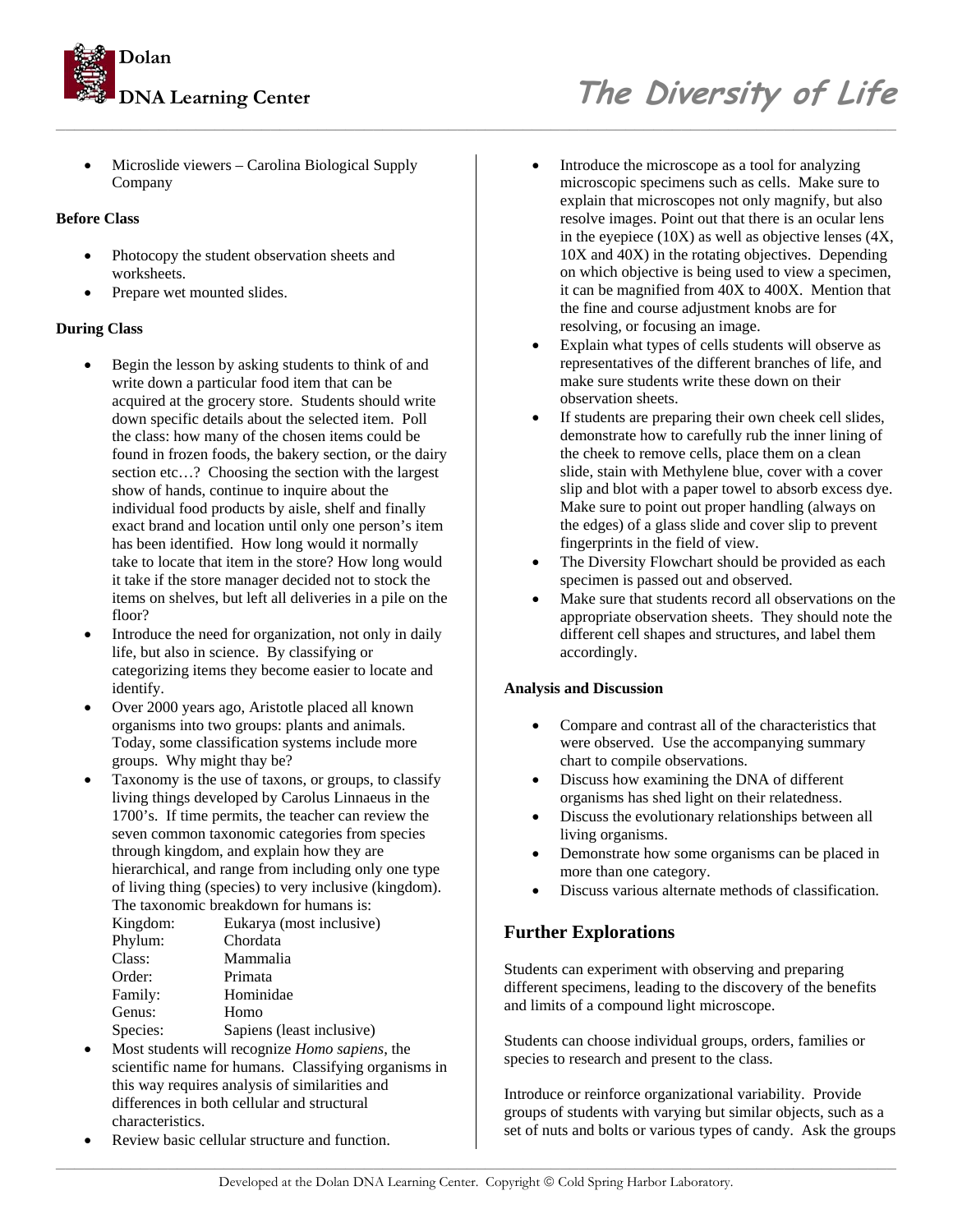- Microslide viewers – Carolina Biological Supply Company

**Before Class**

- Photocopy the student observation sheets and worksheets.
- Prepare wet mounted slides.

**During Class**

- Begin the lesson by asking students to think of and write down a particular food item that can be acquired at the grocery store. Students should write down specific details about the selected item. Poll the class: how many of the chosen items could be found in frozen foods, the bakery section, or the dairy section etc…? Choosing the section with the largest show of hands, continue to inquire about the individual food products by aisle, shelf and finally exact brand and location until only one person's item has been identified. How long would it normally take to locate that item in the store? How long would it take if the store manager decided not to stock the items on shelves, but left all deliveries in a pile on the floor?
- Introduce the need for organization, not only in daily life, but also in science. By classifying or categorizing items they become easier to locate and identify.
- Over 2000 years ago, Aristotle placed all known organisms into two groups: plants and animals. Today, some classification systems include more groups. Why might thay be?
- Taxonomy is the use of taxons, or groups, to classify living things developed by Carolus Linnaeus in the 1700's. If time permits, the teacher can review the seven common taxonomic categories from species through kingdom, and explain how they are hierarchical, and range from including only one type of living thing (species) to very inclusive (kingdom). The taxonomic breakdown for humans is:

| | |
|---|---|
| Kingdom: | Eukarya (most inclusive) |
| Phylum: | Chordata |
| Class: | Mammalia |
| Order: | Primata |
| Family: | Hominidae |
| Genus: | Homo |
| Species: | Sapiens (least inclusive) |

- Most students will recognize *Homo sapiens*, the scientific name for humans. Classifying organisms in this way requires analysis of similarities and differences in both cellular and structural characteristics.
- Review basic cellular structure and function.
- Introduce the microscope as a tool for analyzing microscopic specimens such as cells. Make sure to explain that microscopes not only magnify, but also resolve images. Point out that there is an ocular lens in the eyepiece (10X) as well as objective lenses (4X, 10X and 40X) in the rotating objectives. Depending on which objective is being used to view a specimen, it can be magnified from 40X to 400X. Mention that the fine and course adjustment knobs are for resolving, or focusing an image.
- Explain what types of cells students will observe as representatives of the different branches of life, and make sure students write these down on their observation sheets.
- If students are preparing their own cheek cell slides, demonstrate how to carefully rub the inner lining of the cheek to remove cells, place them on a clean slide, stain with Methylene blue, cover with a cover slip and blot with a paper towel to absorb excess dye. Make sure to point out proper handling (always on the edges) of a glass slide and cover slip to prevent fingerprints in the field of view.
- The Diversity Flowchart should be provided as each specimen is passed out and observed.
- Make sure that students record all observations on the appropriate observation sheets. They should note the different cell shapes and structures, and label them accordingly.

**Analysis and Discussion**

- Compare and contrast all of the characteristics that were observed. Use the accompanying summary chart to compile observations.
- Discuss how examining the DNA of different organisms has shed light on their relatedness.
- Discuss the evolutionary relationships between all living organisms.
- Demonstrate how some organisms can be placed in more than one category.
- Discuss various alternate methods of classification.

## Further Explorations

Students can experiment with observing and preparing different specimens, leading to the discovery of the benefits and limits of a compound light microscope.

Students can choose individual groups, orders, families or species to research and present to the class.

Introduce or reinforce organizational variability. Provide groups of students with varying but similar objects, such as a set of nuts and bolts or various types of candy. Ask the groups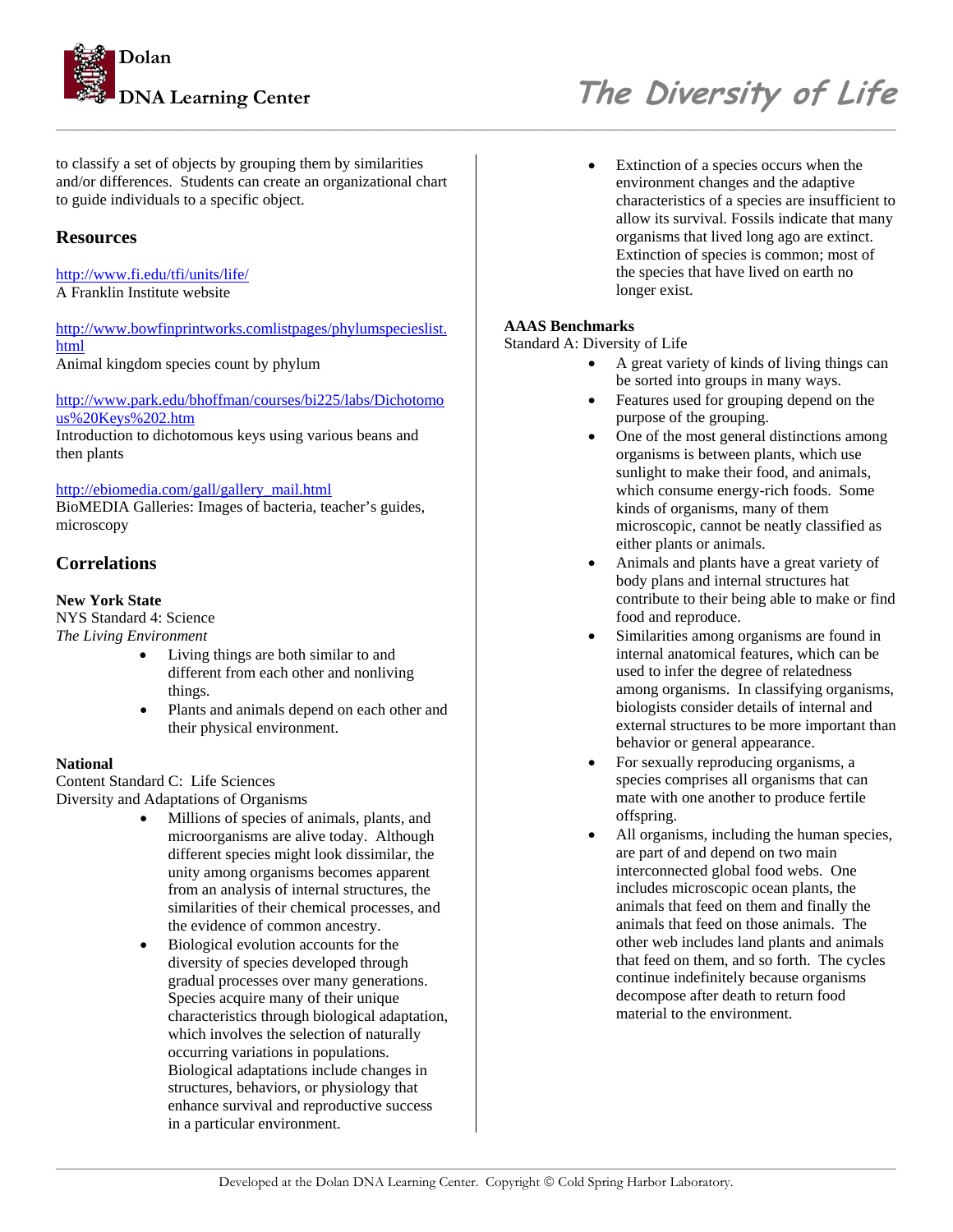to classify a set of objects by grouping them by similarities and/or differences. Students can create an organizational chart to guide individuals to a specific object.

## Resources

http://www.fi.edu/tfi/units/life/
A Franklin Institute website

http://www.bowfinprintworks.comlistpages/phylumspecieslist.html
Animal kingdom species count by phylum

http://www.park.edu/bhoffman/courses/bi225/labs/Dichotomous%20Keys%202.htm
Introduction to dichotomous keys using various beans and then plants

http://ebiomedia.com/gall/gallery_mail.html
BioMEDIA Galleries: Images of bacteria, teacher's guides, microscopy

## Correlations

**New York State**
NYS Standard 4: Science
*The Living Environment*

- Living things are both similar to and different from each other and nonliving things.
- Plants and animals depend on each other and their physical environment.

**National**
Content Standard C: Life Sciences
Diversity and Adaptations of Organisms

- Millions of species of animals, plants, and microorganisms are alive today. Although different species might look dissimilar, the unity among organisms becomes apparent from an analysis of internal structures, the similarities of their chemical processes, and the evidence of common ancestry.
- Biological evolution accounts for the diversity of species developed through gradual processes over many generations. Species acquire many of their unique characteristics through biological adaptation, which involves the selection of naturally occurring variations in populations. Biological adaptations include changes in structures, behaviors, or physiology that enhance survival and reproductive success in a particular environment.
- Extinction of a species occurs when the environment changes and the adaptive characteristics of a species are insufficient to allow its survival. Fossils indicate that many organisms that lived long ago are extinct. Extinction of species is common; most of the species that have lived on earth no longer exist.

**AAAS Benchmarks**
Standard A: Diversity of Life

- A great variety of kinds of living things can be sorted into groups in many ways.
- Features used for grouping depend on the purpose of the grouping.
- One of the most general distinctions among organisms is between plants, which use sunlight to make their food, and animals, which consume energy-rich foods. Some kinds of organisms, many of them microscopic, cannot be neatly classified as either plants or animals.
- Animals and plants have a great variety of body plans and internal structures hat contribute to their being able to make or find food and reproduce.
- Similarities among organisms are found in internal anatomical features, which can be used to infer the degree of relatedness among organisms. In classifying organisms, biologists consider details of internal and external structures to be more important than behavior or general appearance.
- For sexually reproducing organisms, a species comprises all organisms that can mate with one another to produce fertile offspring.
- All organisms, including the human species, are part of and depend on two main interconnected global food webs. One includes microscopic ocean plants, the animals that feed on them and finally the animals that feed on those animals. The other web includes land plants and animals that feed on them, and so forth. The cycles continue indefinitely because organisms decompose after death to return food material to the environment.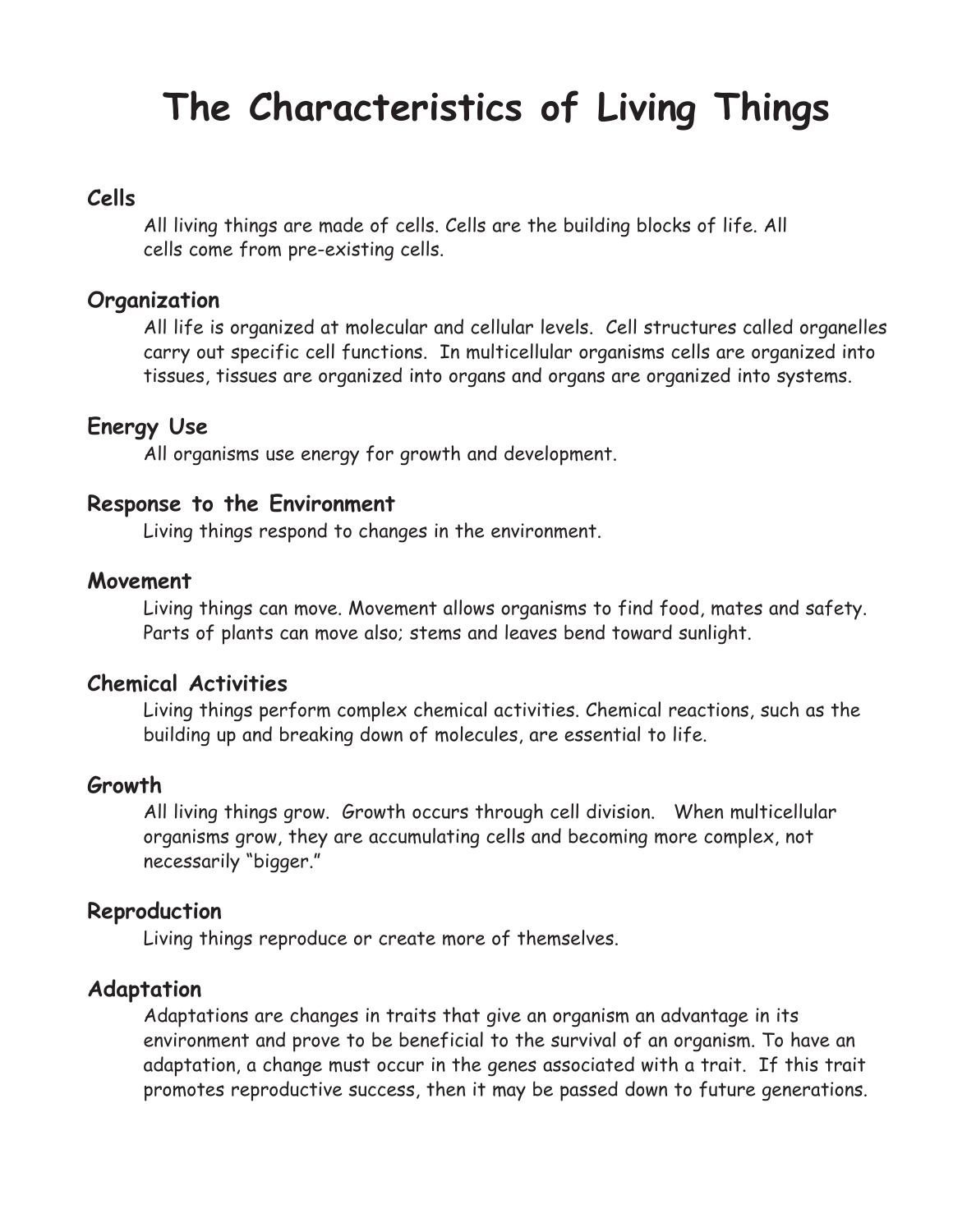# The Characteristics of Living Things

## Cells

All living things are made of cells. Cells are the building blocks of life. All cells come from pre-existing cells.

## Organization

All life is organized at molecular and cellular levels. Cell structures called organelles carry out specific cell functions. In multicellular organisms cells are organized into tissues, tissues are organized into organs and organs are organized into systems.

## Energy Use

All organisms use energy for growth and development.

## Response to the Environment

Living things respond to changes in the environment.

## Movement

Living things can move. Movement allows organisms to find food, mates and safety. Parts of plants can move also; stems and leaves bend toward sunlight.

## Chemical Activities

Living things perform complex chemical activities. Chemical reactions, such as the building up and breaking down of molecules, are essential to life.

## Growth

All living things grow. Growth occurs through cell division. When multicellular organisms grow, they are accumulating cells and becoming more complex, not necessarily "bigger."

## Reproduction

Living things reproduce or create more of themselves.

## Adaptation

Adaptations are changes in traits that give an organism an advantage in its environment and prove to be beneficial to the survival of an organism. To have an adaptation, a change must occur in the genes associated with a trait. If this trait promotes reproductive success, then it may be passed down to future generations.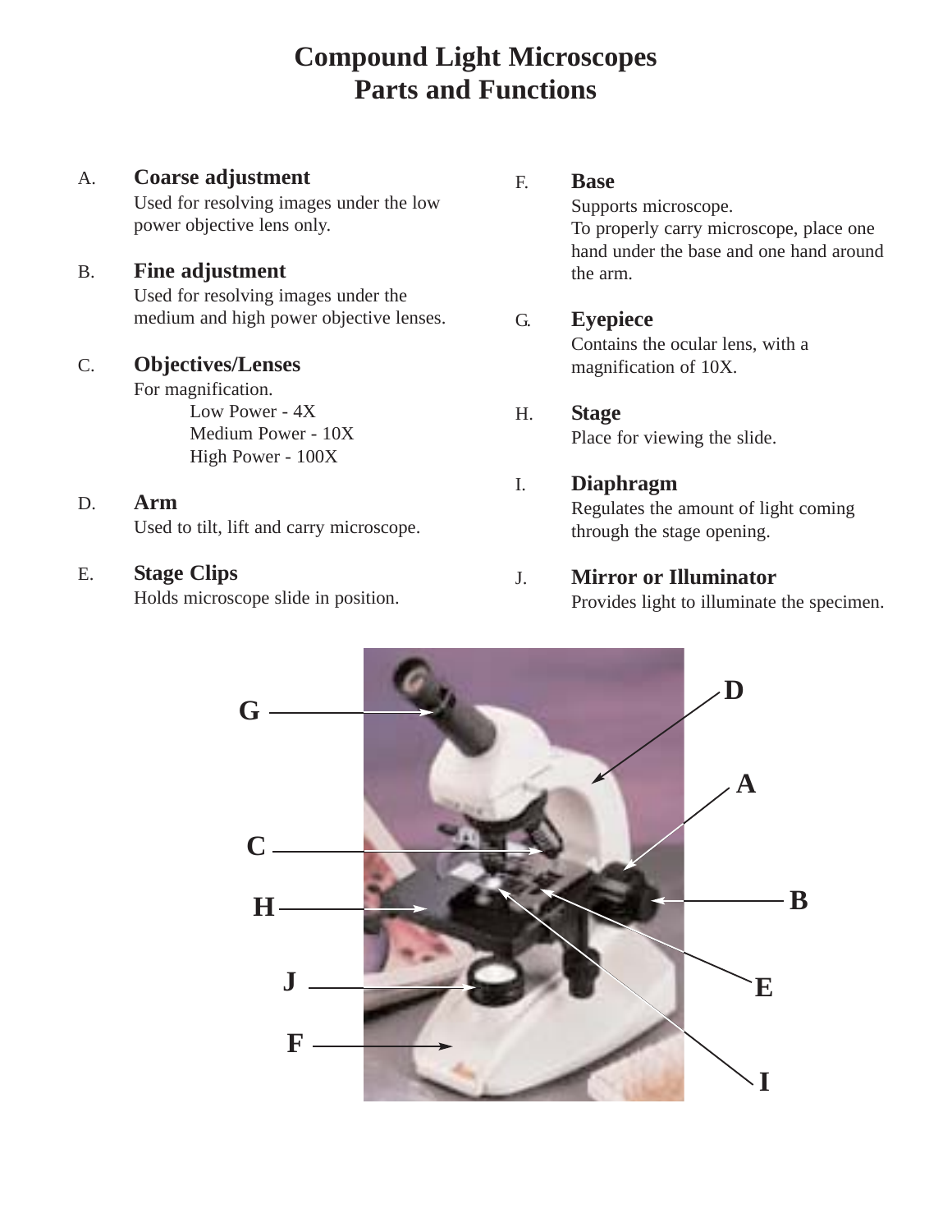# Compound Light Microscopes
# Parts and Functions

A. **Coarse adjustment**
Used for resolving images under the low power objective lens only.

B. **Fine adjustment**
Used for resolving images under the medium and high power objective lenses.

C. **Objectives/Lenses**
For magnification.
- Low Power - 4X
- Medium Power - 10X
- High Power - 100X

D. **Arm**
Used to tilt, lift and carry microscope.

E. **Stage Clips**
Holds microscope slide in position.

F. **Base**
Supports microscope.
To properly carry microscope, place one hand under the base and one hand around the arm.

G. **Eyepiece**
Contains the ocular lens, with a magnification of 10X.

H. **Stage**
Place for viewing the slide.

I. **Diaphragm**
Regulates the amount of light coming through the stage opening.

J. **Mirror or Illuminator**
Provides light to illuminate the specimen.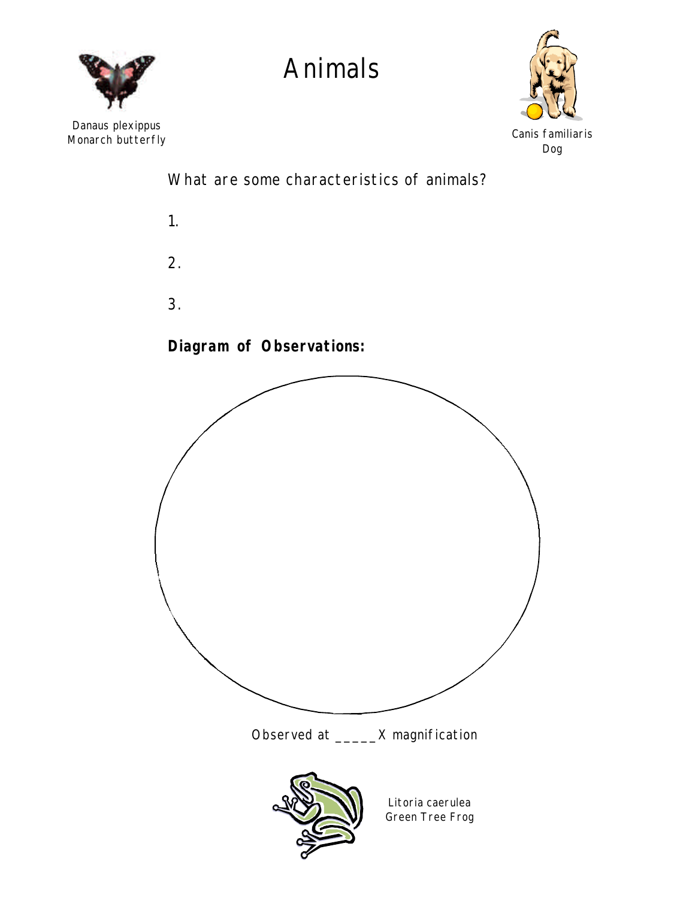# Animals

Danaus plexippus
Monarch butterfly

Canis familiaris
Dog

What are some characteristics of animals?

1.

2.

3.

**Diagram of Observations:**

Observed at _____X magnification

Litoria caerulea
Green Tree Frog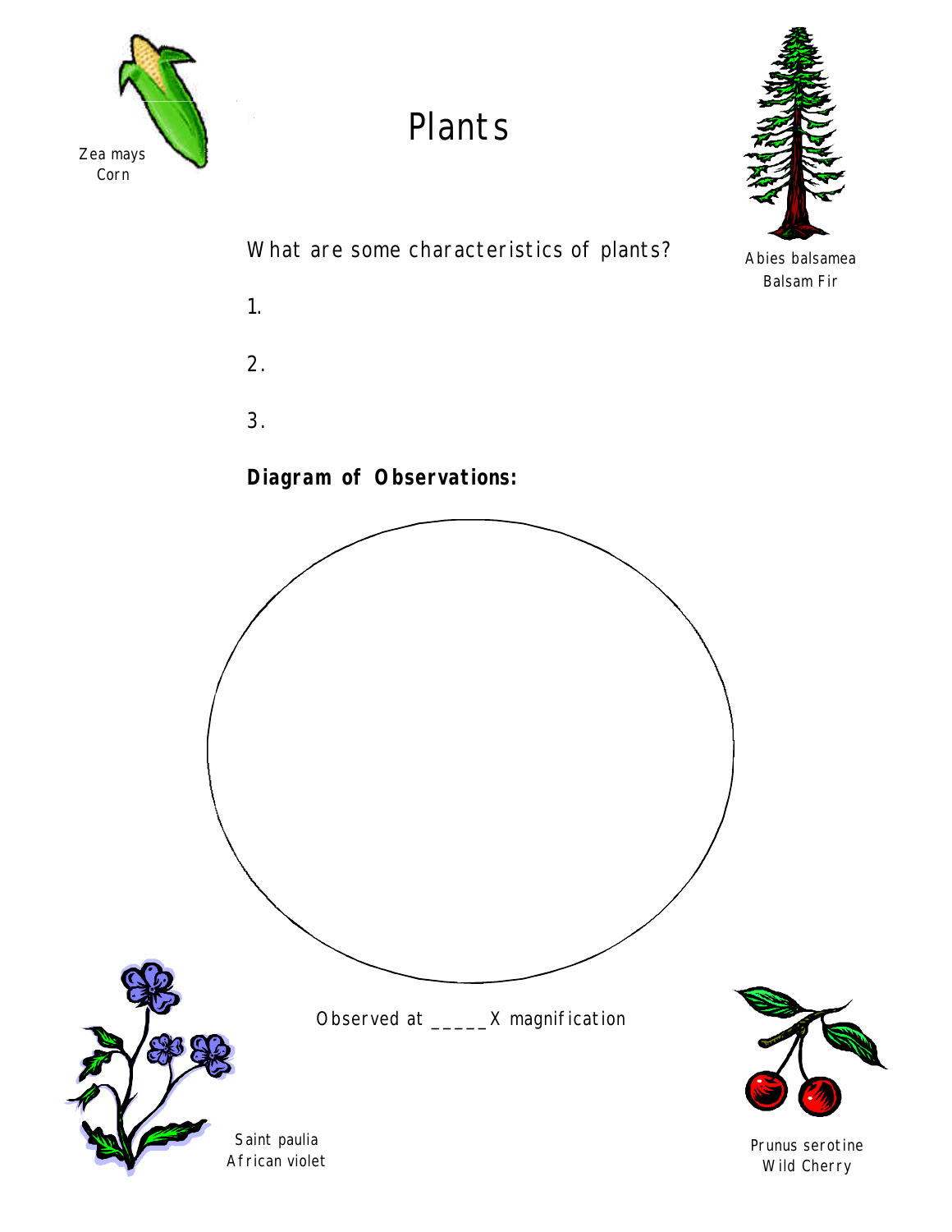Zea mays
Corn

# Plants

Abies balsamea
Balsam Fir

What are some characteristics of plants?

1.

2.

3.

**Diagram of Observations:**

Observed at _____X magnification

Saint paulia
African violet

Prunus serotine
Wild Cherry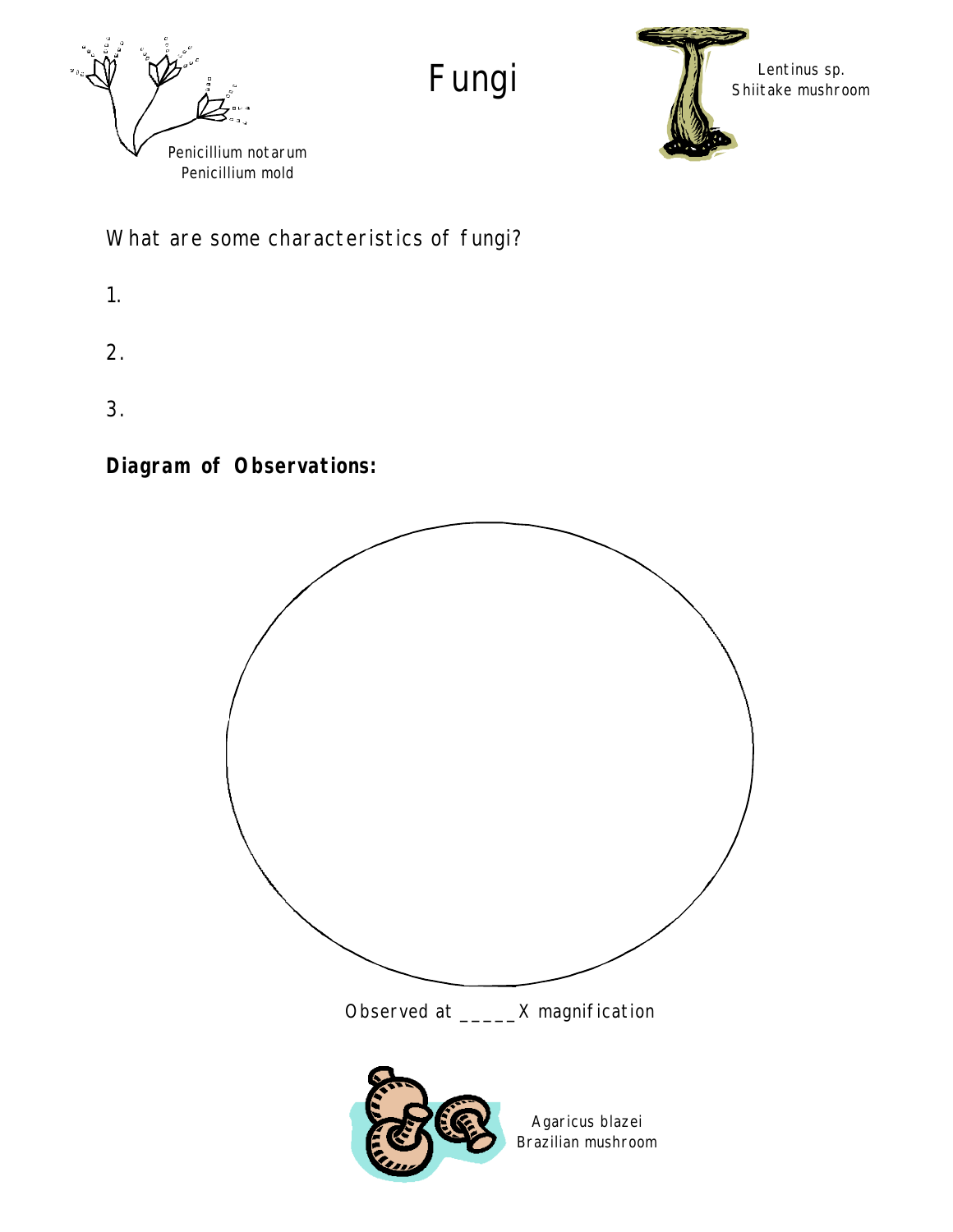# Fungi

Penicillium notarum
Penicillium mold

Lentinus sp.
Shiitake mushroom

What are some characteristics of fungi?

1.

2.

3.

**Diagram of Observations:**

Observed at _____X magnification

Agaricus blazei
Brazilian mushroom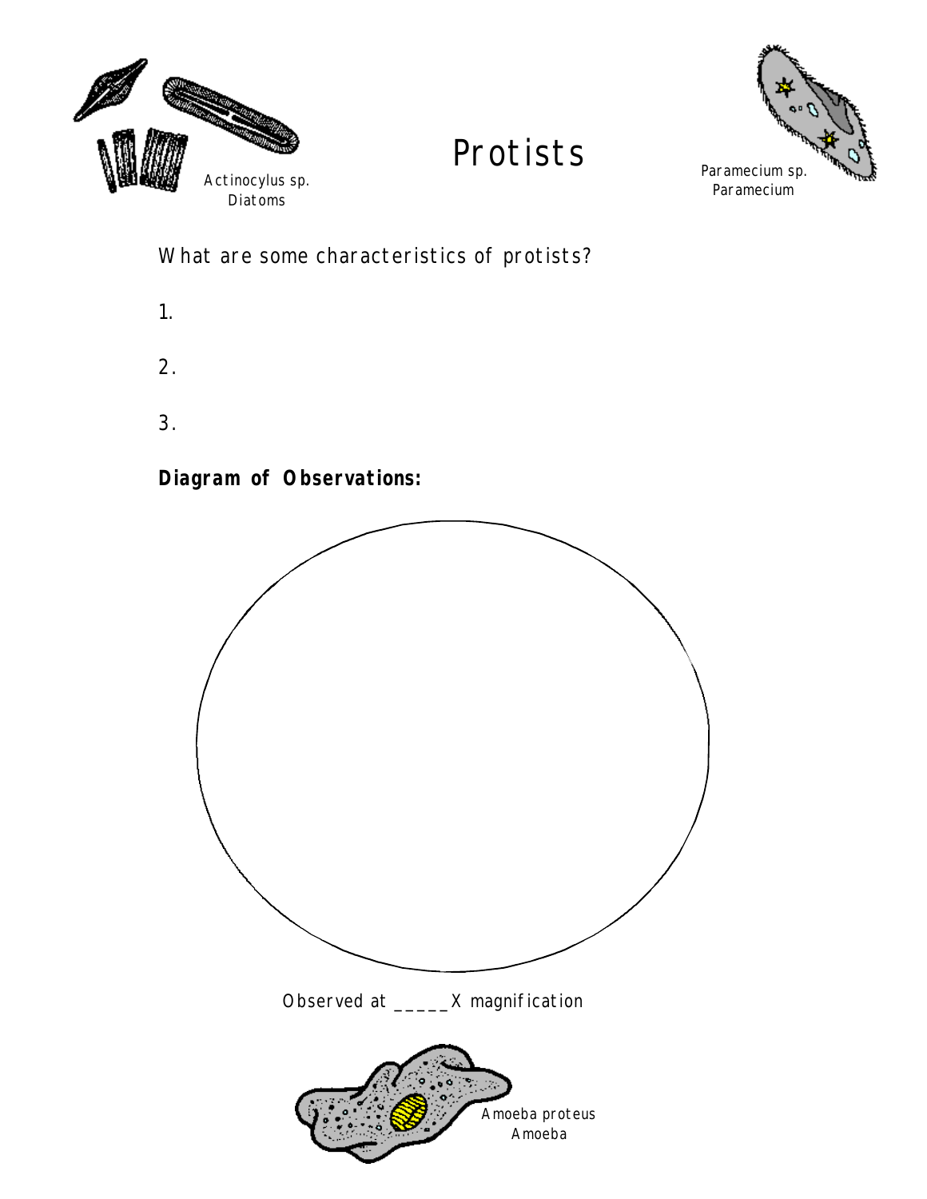Actinocylus sp.
Diatoms

# Protists

Paramecium sp.
Paramecium

What are some characteristics of protists?

1.

2.

3.

**Diagram of Observations:**

Observed at _____X magnification

Amoeba proteus
Amoeba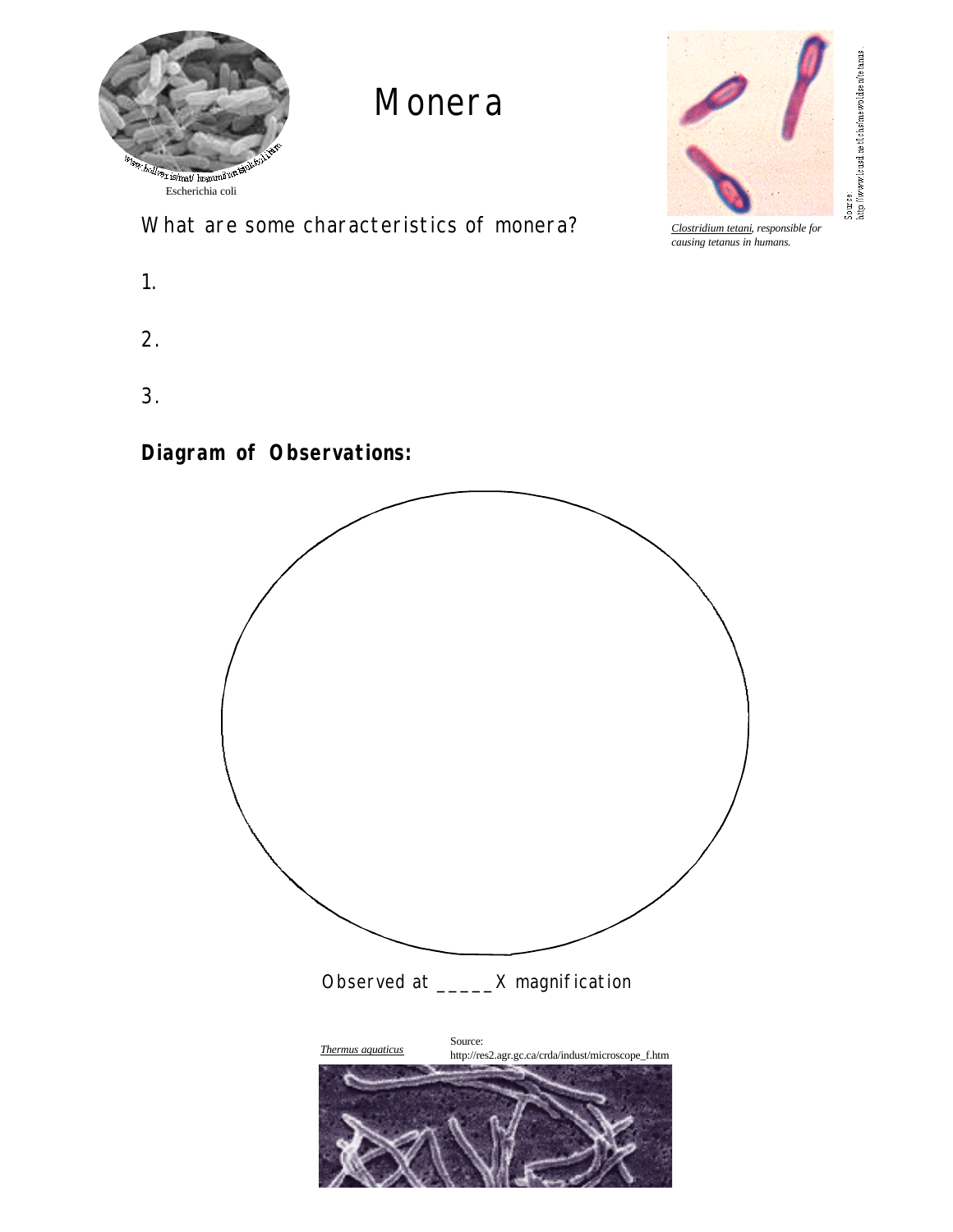# Monera

www.bolivarisimal/hamm/magazine/toil.htm

Escherichia coli

Clostridium tetani, responsible for causing tetanus in humans.

Source: http://www.pusd.net/chs/newolds/tetanus

What are some characteristics of monera?

1.

2.

3.

**Diagram of Observations:**

Observed at _____X magnification

*Thermus aquaticus*

Source: http://res2.agr.gc.ca/crda/indust/microscope_f.htm